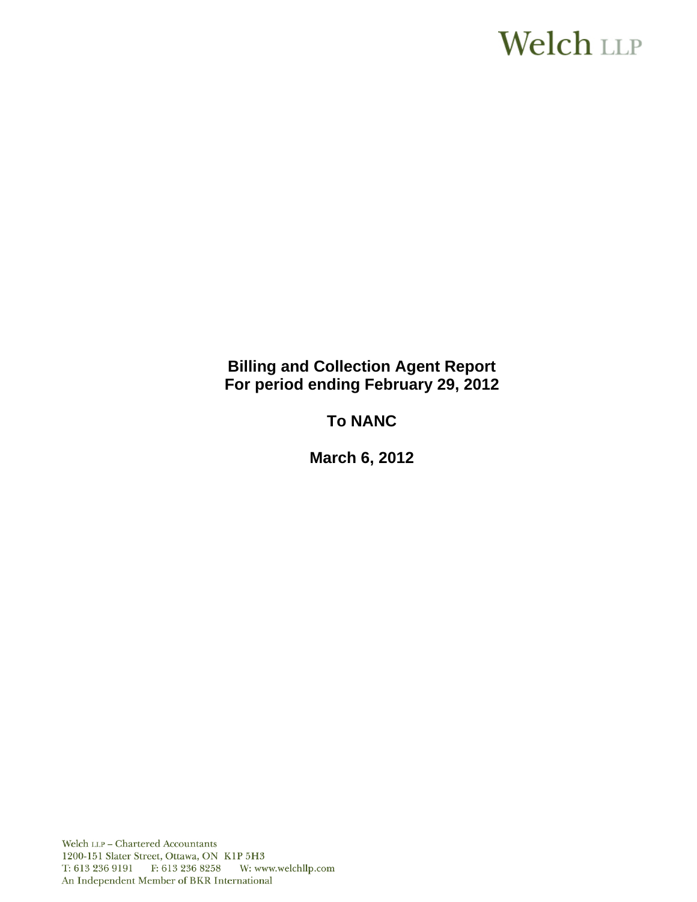Welch LLP

**Billing and Collection Agent Report**
**For period ending February 29, 2012**

**To NANC**

**March 6, 2012**

Welch LLP – Chartered Accountants
1200-151 Slater Street, Ottawa, ON K1P 5H3
T: 613 236 9191 F: 613 236 8258 W: www.welchllp.com
An Independent Member of BKR International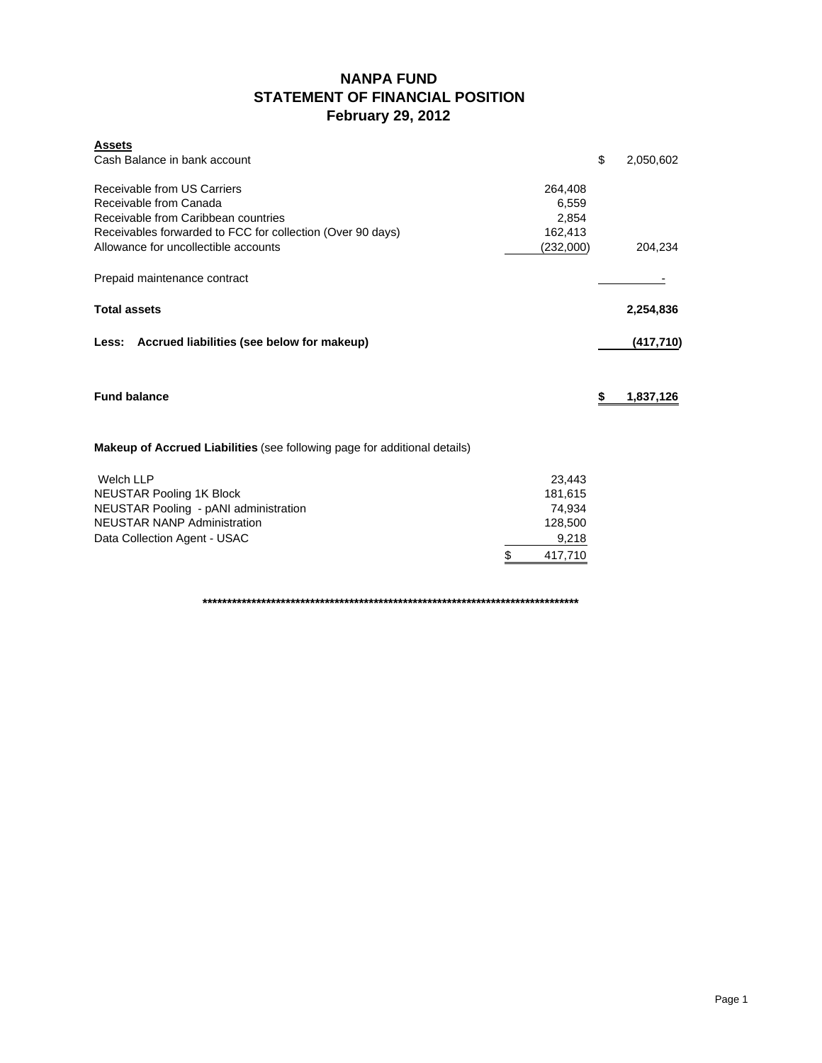# NANPA FUND
## STATEMENT OF FINANCIAL POSITION
### February 29, 2012

| | | |
|---|---|---|
| **Assets** | | |
| Cash Balance in bank account | | $ 2,050,602 |
| | | |
| Receivable from US Carriers | 264,408 | |
| Receivable from Canada | 6,559 | |
| Receivable from Caribbean countries | 2,854 | |
| Receivables forwarded to FCC for collection (Over 90 days) | 162,413 | |
| Allowance for uncollectible accounts | (232,000) | 204,234 |
| | | |
| Prepaid maintenance contract | | - |
| | | |
| **Total assets** | | **2,254,836** |
| | | |
| **Less: Accrued liabilities (see below for makeup)** | | **(417,710)** |
| | | |
| **Fund balance** | | **$ 1,837,126** |

**Makeup of Accrued Liabilities** (see following page for additional details)

| | |
|---|---|
| Welch LLP | 23,443 |
| NEUSTAR Pooling 1K Block | 181,615 |
| NEUSTAR Pooling - pANI administration | 74,934 |
| NEUSTAR NANP Administration | 128,500 |
| Data Collection Agent - USAC | 9,218 |
| | $ 417,710 |

********************************************************************************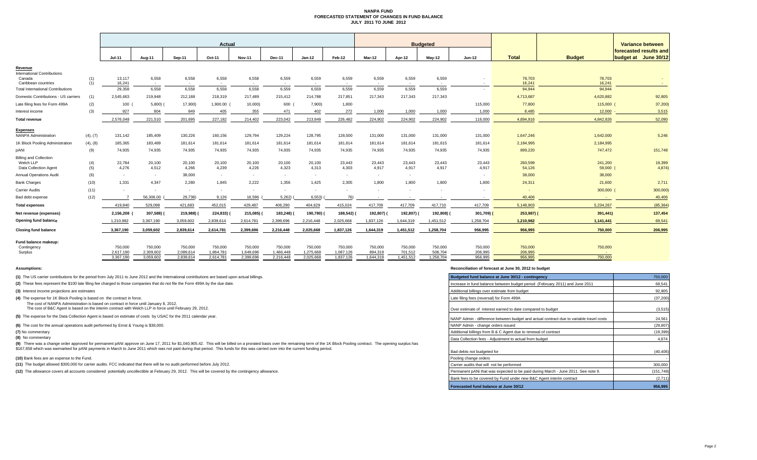# NANPA FUND
## FORECASTED STATEMENT OF CHANGES IN FUND BALANCE
### JULY 2011 TO JUNE 2012

| | | Actual | | | | | | | | Budgeted | | | | | | Variance between |
|---|---|---|---|---|---|---|---|---|---|---|---|---|---|---|---|---|
| | | Jul-11 | Aug-11 | Sep-11 | Oct-11 | Nov-11 | Dec-11 | Jan-12 | Feb-12 | Mar-12 | Apr-12 | May-12 | Jun-12 | Total | Budget | forecasted results and budget at June 30/12 |
| **Revenue** | | | | | | | | | | | | | | | | |
| International Contributions | | | | | | | | | | | | | | | | |
| Canada | (1) | 13,117 | 6,558 | 6,558 | 6,558 | 6,558 | 6,559 | 6,559 | 6,559 | 6,559 | 6,559 | 6,559 | - | 78,703 | 78,703 | - |
| Caribbean countries | (1) | 16,241 | - | - | - | - | - | - | - | - | - | - | - | 16,241 | 16,241 | - |
| Total International Contributions | | 29,358 | 6,558 | 6,558 | 6,558 | 6,558 | 6,559 | 6,559 | 6,559 | 6,559 | 6,559 | 6,559 | - | 94,944 | 94,944 | - |
| Domestic Contributions - US carriers | (1) | 2,545,663 | 219,948 | 212,188 | 218,319 | 217,489 | 215,412 | 214,788 | 217,851 | 217,343 | 217,343 | 217,343 | | 4,713,687 | 4,620,882 | 92,805 |
| Late filing fees for Form 499A | (2) | 100 | (5,800) | (17,900) | (1,900.00) | (10,000) | 600 | (7,900) | 1,800 | | | | 115,000 | 77,800 | 115,000 | (37,200) |
| Interest income | (3) | 927 | 804 | 849 | 405 | 355 | 471 | 402 | 272 | 1,000 | 1,000 | 1,000 | 1,000 | 8,485 | 12,000 | 3,515 |
| **Total revenue** | | 2,576,048 | 221,510 | 201,695 | 227,182 | 214,402 | 223,042 | 213,849 | 226,482 | 224,902 | 224,902 | 224,902 | 116,000 | 4,894,916 | 4,842,826 | 52,090 |
| **Expenses** | | | | | | | | | | | | | | | | |
| NANPA Administration | (4), (7) | 131,142 | 185,409 | 130,226 | 160,156 | 129,794 | 129,224 | 128,795 | 128,500 | 131,000 | 131,000 | 131,000 | 131,000 | 1,647,246 | 1,642,000 | 5,246 |
| 1K Block Pooling Administration | (4), (8) | 185,365 | 183,489 | 181,614 | 181,614 | 181,614 | 181,614 | 181,614 | 181,614 | 181,614 | 181,614 | 181,615 | 181,614 | 2,184,995 | 2,184,995 | - |
| pANI | (9) | 74,935 | 74,935 | 74,935 | 74,935 | 74,935 | 74,935 | 74,935 | 74,935 | 74,935 | 74,935 | 74,935 | 74,935 | 899,220 | 747,472 | 151,748 |
| Billing and Collection | | | | | | | | | | | | | | | | |
| Welch LLP | (4) | 22,784 | 20,100 | 20,100 | 20,100 | 20,100 | 20,100 | 20,100 | 23,443 | 23,443 | 23,443 | 23,443 | 23,443 | 260,599 | 241,200 | 19,399 |
| Data Collection Agent | (5) | 4,276 | 4,512 | 4,266 | 4,239 | 4,226 | 4,323 | 4,313 | 4,303 | 4,917 | 4,917 | 4,917 | 4,917 | 54,126 | 59,000 | (4,874) |
| Annual Operations Audit | (6) | - | - | 38,000 | - | - | - | - | - | - | - | - | - | 38,000 | 38,000 | - |
| Bank Charges | (10) | 1,331 | 4,347 | 2,280 | 1,845 | 2,222 | 1,356 | 1,425 | 2,305 | 1,800 | 1,800 | 1,800 | 1,800 | 24,311 | 21,600 | 2,711 |
| Carrier Audits | (11) | - | - | - | - | - | - | - | - | - | - | - | - | - | 300,000 | (300,000) |
| Bad debt expense | (12) | 7 | 56,306.00 | (29,738) | 9,126 | 16,596 | (5,262) | (6,553) | (76) | - | - | - | - | 40,406 | - | 40,406 |
| **Total expenses** | | 419,840 | 529,098 | 421,683 | 452,015 | 429,487 | 406,290 | 404,629 | 415,024 | 417,709 | 417,709 | 417,710 | 417,709 | 5,148,903 | 5,234,267 | (85,364) |
| **Net revenue (expenses)** | | 2,156,208 | (307,588) | (219,988) | (224,833) | (215,085) | (183,248) | (190,780) | (188,542) | (192,807) | (192,807) | (192,808) | (301,709) | (253,987) | (391,441) | 137,454 |
| **Opening fund balance** | | 1,210,982 | 3,367,190 | 3,059,602 | 2,839,614 | 2,614,781 | 2,399,696 | 2,216,448 | 2,025,668 | 1,837,126 | 1,644,319 | 1,451,512 | 1,258,704 | 1,210,982 | 1,141,441 | 69,541 |
| **Closing fund balance** | | 3,367,190 | 3,059,602 | 2,839,614 | 2,614,781 | 2,399,696 | 2,216,448 | 2,025,668 | 1,837,126 | 1,644,319 | 1,451,512 | 1,258,704 | 956,995 | 956,995 | 750,000 | 206,995 |
| **Fund balance makeup:** | | | | | | | | | | | | | | | | |
| Contingency | | 750,000 | 750,000 | 750,000 | 750,000 | 750,000 | 750,000 | 750,000 | 750,000 | 750,000 | 750,000 | 750,000 | 750,000 | 750,000 | 750,000 | |
| Surplus | | 2,617,190 | 2,309,602 | 2,089,614 | 1,864,781 | 1,649,696 | 1,466,448 | 1,275,668 | 1,087,126 | 894,319 | 701,512 | 508,704 | 206,995 | 206,995 | - | |
| | | 3,367,190 | 3,059,602 | 2,839,614 | 2,614,781 | 2,399,696 | 2,216,448 | 2,025,668 | 1,837,126 | 1,644,319 | 1,451,512 | 1,258,704 | 956,995 | 956,995 | 750,000 | |

**Assumptions:**

**(1)** The US carrier contributions for the period from July 2011 to June 2012 and the International contributions are based upon actual billings.

**(2)** These fees represent the $100 late filing fee charged to those companies that do not file the Form 499A by the due date.

**(3)** Interest income projections are estimates

**(4)** The expense for 1K Block Pooling is based on the contract in force.
The cost of NANPA Administration is based on contract in force until January 8, 2012.
The cost of B&C Agent is based on the interim contract with Welch LLP in force until February 29, 2012.

**(5)** The expense for the Data Collection Agent is based on estimate of costs by USAC for the 2011 calendar year.

**(6)** The cost for the annual operations audit performed by Ernst & Young is $38,000.

**(7)** No commentary

**(8)** No commentary

**(9)** There was a change order approved for permanent pANI approve on June 17, 2011 for $1,040,905.42. This will be billed on a prorated basis over the remaining term of the 1K Block Pooling contract. The opening surplus has $167,858 which was earmarked for pANI payments in March to June 2011 which was not paid during that period. This funds for this was carried over into the current funding period.

**(10)** Bank fees are an expense to the Fund.

**(11)** The budget allowed $300,000 for carrier audits. FCC indicated that there will be no audit performed before July 2012.

**(12)** The allowance covers all accounts considered potentially uncollectible at February 29, 2012. This will be covered by the contingency allowance.

**Reconciliation of forecast at June 30, 2012 to budget**

| Budgeted fund balance at June 30/12 - contingency | 750,000 |
|---|---|
| Increase in fund balance between budget period (February 2011) and June 2011 | 69,541 |
| Additional billings over estimate from budget | 92,805 |
| Late filing fees (reversal) for Form 499A | (37,200) |
| Over estimate of interest earned to date compared to budget | (3,515) |
| NANP Admin - difference between budget and actual contract due to variable travel costs | 24,561 |
| NANP Admin - change orders issued | (29,807) |
| Additional billings from B & C Agent due to renewal of contract | (19,399) |
| Data Collection fees - Adjustment to actual from budget | 4,874 |
| Bad debts not budgeted for | (40,406) |
| Pooling change orders | - |
| Carrier audits that will not be performed | 300,000 |
| Permanent pANi that was expected to be paid during March - June 2011. See note 9. | (151,748) |
| Bank fees to be covered by Fund under new B&C Agent interim contract | (2,711) |
| **Forecasted fund balance at June 30/12** | **956,995** |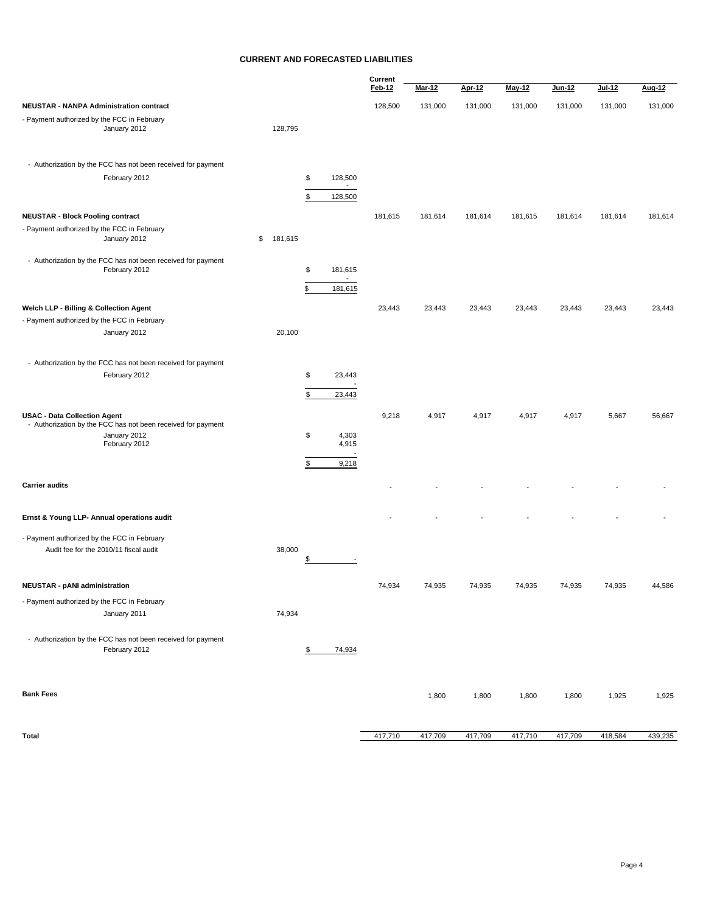# CURRENT AND FORECASTED LIABILITIES

| | | | Current Feb-12 | Mar-12 | Apr-12 | May-12 | Jun-12 | Jul-12 | Aug-12 |
|---|---|---|---|---|---|---|---|---|---|
| **NEUSTAR - NANPA Administration contract** | | | 128,500 | 131,000 | 131,000 | 131,000 | 131,000 | 131,000 | 131,000 |
| - Payment authorized by the FCC in February | | | | | | | | | |
| January 2012 | 128,795 | | | | | | | | |
| - Authorization by the FCC has not been received for payment | | | | | | | | | |
| February 2012 | | $ 128,500 | | | | | | | |
| | | - | | | | | | | |
| | | $ 128,500 | | | | | | | |
| **NEUSTAR - Block Pooling contract** | | | 181,615 | 181,614 | 181,614 | 181,615 | 181,614 | 181,614 | 181,614 |
| - Payment authorized by the FCC in February | | | | | | | | | |
| January 2012 | $ 181,615 | | | | | | | | |
| - Authorization by the FCC has not been received for payment | | | | | | | | | |
| February 2012 | | $ 181,615 | | | | | | | |
| | | - | | | | | | | |
| | | $ 181,615 | | | | | | | |
| **Welch LLP - Billing & Collection Agent** | | | 23,443 | 23,443 | 23,443 | 23,443 | 23,443 | 23,443 | 23,443 |
| - Payment authorized by the FCC in February | | | | | | | | | |
| January 2012 | 20,100 | | | | | | | | |
| - Authorization by the FCC has not been received for payment | | | | | | | | | |
| February 2012 | | $ 23,443 | | | | | | | |
| | | - | | | | | | | |
| | | $ 23,443 | | | | | | | |
| **USAC - Data Collection Agent** | | | 9,218 | 4,917 | 4,917 | 4,917 | 4,917 | 5,667 | 56,667 |
| - Authorization by the FCC has not been received for payment | | | | | | | | | |
| January 2012 | | $ 4,303 | | | | | | | |
| February 2012 | | 4,915 | | | | | | | |
| | | - | | | | | | | |
| | | $ 9,218 | | | | | | | |
| **Carrier audits** | | | - | - | - | - | - | - | - |
| **Ernst & Young LLP- Annual operations audit** | | | - | - | - | - | - | - | - |
| - Payment authorized by the FCC in February | | | | | | | | | |
| Audit fee for the 2010/11 fiscal audit | 38,000 | $ - | | | | | | | |
| **NEUSTAR - pANI administration** | | | 74,934 | 74,935 | 74,935 | 74,935 | 74,935 | 74,935 | 44,586 |
| - Payment authorized by the FCC in February | | | | | | | | | |
| January 2011 | 74,934 | | | | | | | | |
| - Authorization by the FCC has not been received for payment | | | | | | | | | |
| February 2012 | | $ 74,934 | | | | | | | |
| **Bank Fees** | | | | 1,800 | 1,800 | 1,800 | 1,800 | 1,925 | 1,925 |
| **Total** | | | 417,710 | 417,709 | 417,709 | 417,710 | 417,709 | 418,584 | 439,235 |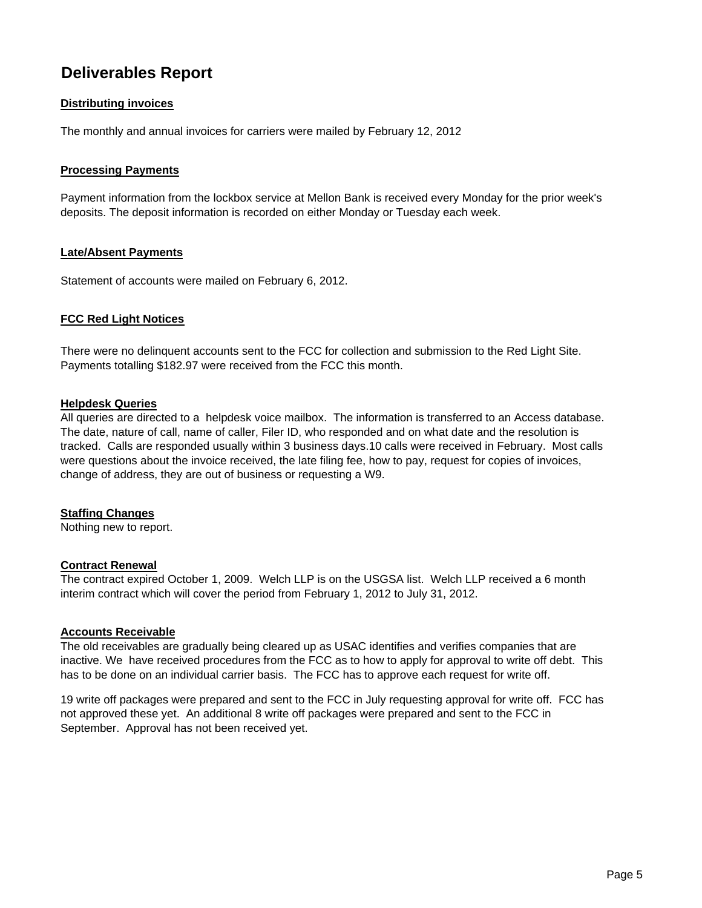# Deliverables Report

**Distributing invoices**

The monthly and annual invoices for carriers were mailed by February 12, 2012

**Processing Payments**

Payment information from the lockbox service at Mellon Bank is received every Monday for the prior week's deposits. The deposit information is recorded on either Monday or Tuesday each week.

**Late/Absent Payments**

Statement of accounts were mailed on February 6, 2012.

**FCC Red Light Notices**

There were no delinquent accounts sent to the FCC for collection and submission to the Red Light Site. Payments totalling $182.97 were received from the FCC this month.

**Helpdesk Queries**

All queries are directed to a helpdesk voice mailbox. The information is transferred to an Access database. The date, nature of call, name of caller, Filer ID, who responded and on what date and the resolution is tracked. Calls are responded usually within 3 business days.10 calls were received in February. Most calls were questions about the invoice received, the late filing fee, how to pay, request for copies of invoices, change of address, they are out of business or requesting a W9.

**Staffing Changes**

Nothing new to report.

**Contract Renewal**

The contract expired October 1, 2009. Welch LLP is on the USGSA list. Welch LLP received a 6 month interim contract which will cover the period from February 1, 2012 to July 31, 2012.

**Accounts Receivable**

The old receivables are gradually being cleared up as USAC identifies and verifies companies that are inactive. We have received procedures from the FCC as to how to apply for approval to write off debt. This has to be done on an individual carrier basis. The FCC has to approve each request for write off.

19 write off packages were prepared and sent to the FCC in July requesting approval for write off. FCC has not approved these yet. An additional 8 write off packages were prepared and sent to the FCC in September. Approval has not been received yet.